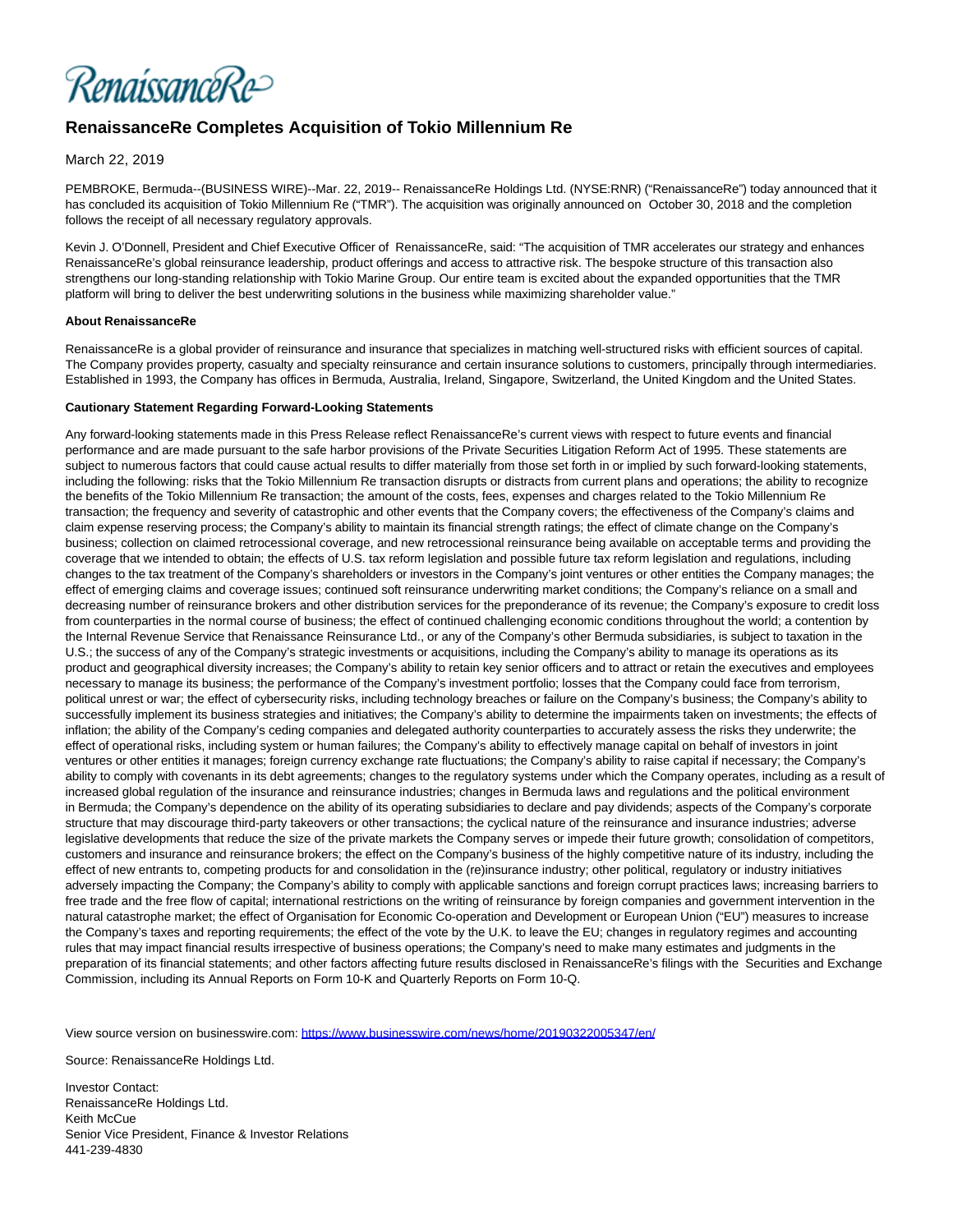RenaissanceRe

# RenaissanceRe Completes Acquisition of Tokio Millennium Re

March 22, 2019

PEMBROKE, Bermuda--(BUSINESS WIRE)--Mar. 22, 2019-- RenaissanceRe Holdings Ltd. (NYSE:RNR) ("RenaissanceRe") today announced that it has concluded its acquisition of Tokio Millennium Re ("TMR"). The acquisition was originally announced on October 30, 2018 and the completion follows the receipt of all necessary regulatory approvals.

Kevin J. O'Donnell, President and Chief Executive Officer of RenaissanceRe, said: "The acquisition of TMR accelerates our strategy and enhances RenaissanceRe's global reinsurance leadership, product offerings and access to attractive risk. The bespoke structure of this transaction also strengthens our long-standing relationship with Tokio Marine Group. Our entire team is excited about the expanded opportunities that the TMR platform will bring to deliver the best underwriting solutions in the business while maximizing shareholder value."

**About RenaissanceRe**

RenaissanceRe is a global provider of reinsurance and insurance that specializes in matching well-structured risks with efficient sources of capital. The Company provides property, casualty and specialty reinsurance and certain insurance solutions to customers, principally through intermediaries. Established in 1993, the Company has offices in Bermuda, Australia, Ireland, Singapore, Switzerland, the United Kingdom and the United States.

**Cautionary Statement Regarding Forward-Looking Statements**

Any forward-looking statements made in this Press Release reflect RenaissanceRe's current views with respect to future events and financial performance and are made pursuant to the safe harbor provisions of the Private Securities Litigation Reform Act of 1995. These statements are subject to numerous factors that could cause actual results to differ materially from those set forth in or implied by such forward-looking statements, including the following: risks that the Tokio Millennium Re transaction disrupts or distracts from current plans and operations; the ability to recognize the benefits of the Tokio Millennium Re transaction; the amount of the costs, fees, expenses and charges related to the Tokio Millennium Re transaction; the frequency and severity of catastrophic and other events that the Company covers; the effectiveness of the Company's claims and claim expense reserving process; the Company's ability to maintain its financial strength ratings; the effect of climate change on the Company's business; collection on claimed retrocessional coverage, and new retrocessional reinsurance being available on acceptable terms and providing the coverage that we intended to obtain; the effects of U.S. tax reform legislation and possible future tax reform legislation and regulations, including changes to the tax treatment of the Company's shareholders or investors in the Company's joint ventures or other entities the Company manages; the effect of emerging claims and coverage issues; continued soft reinsurance underwriting market conditions; the Company's reliance on a small and decreasing number of reinsurance brokers and other distribution services for the preponderance of its revenue; the Company's exposure to credit loss from counterparties in the normal course of business; the effect of continued challenging economic conditions throughout the world; a contention by the Internal Revenue Service that Renaissance Reinsurance Ltd., or any of the Company's other Bermuda subsidiaries, is subject to taxation in the U.S.; the success of any of the Company's strategic investments or acquisitions, including the Company's ability to manage its operations as its product and geographical diversity increases; the Company's ability to retain key senior officers and to attract or retain the executives and employees necessary to manage its business; the performance of the Company's investment portfolio; losses that the Company could face from terrorism, political unrest or war; the effect of cybersecurity risks, including technology breaches or failure on the Company's business; the Company's ability to successfully implement its business strategies and initiatives; the Company's ability to determine the impairments taken on investments; the effects of inflation; the ability of the Company's ceding companies and delegated authority counterparties to accurately assess the risks they underwrite; the effect of operational risks, including system or human failures; the Company's ability to effectively manage capital on behalf of investors in joint ventures or other entities it manages; foreign currency exchange rate fluctuations; the Company's ability to raise capital if necessary; the Company's ability to comply with covenants in its debt agreements; changes to the regulatory systems under which the Company operates, including as a result of increased global regulation of the insurance and reinsurance industries; changes in Bermuda laws and regulations and the political environment in Bermuda; the Company's dependence on the ability of its operating subsidiaries to declare and pay dividends; aspects of the Company's corporate structure that may discourage third-party takeovers or other transactions; the cyclical nature of the reinsurance and insurance industries; adverse legislative developments that reduce the size of the private markets the Company serves or impede their future growth; consolidation of competitors, customers and insurance and reinsurance brokers; the effect on the Company's business of the highly competitive nature of its industry, including the effect of new entrants to, competing products for and consolidation in the (re)insurance industry; other political, regulatory or industry initiatives adversely impacting the Company; the Company's ability to comply with applicable sanctions and foreign corrupt practices laws; increasing barriers to free trade and the free flow of capital; international restrictions on the writing of reinsurance by foreign companies and government intervention in the natural catastrophe market; the effect of Organisation for Economic Co-operation and Development or European Union ("EU") measures to increase the Company's taxes and reporting requirements; the effect of the vote by the U.K. to leave the EU; changes in regulatory regimes and accounting rules that may impact financial results irrespective of business operations; the Company's need to make many estimates and judgments in the preparation of its financial statements; and other factors affecting future results disclosed in RenaissanceRe's filings with the Securities and Exchange Commission, including its Annual Reports on Form 10-K and Quarterly Reports on Form 10-Q.

View source version on businesswire.com: https://www.businesswire.com/news/home/20190322005347/en/

Source: RenaissanceRe Holdings Ltd.

Investor Contact:
RenaissanceRe Holdings Ltd.
Keith McCue
Senior Vice President, Finance & Investor Relations
441-239-4830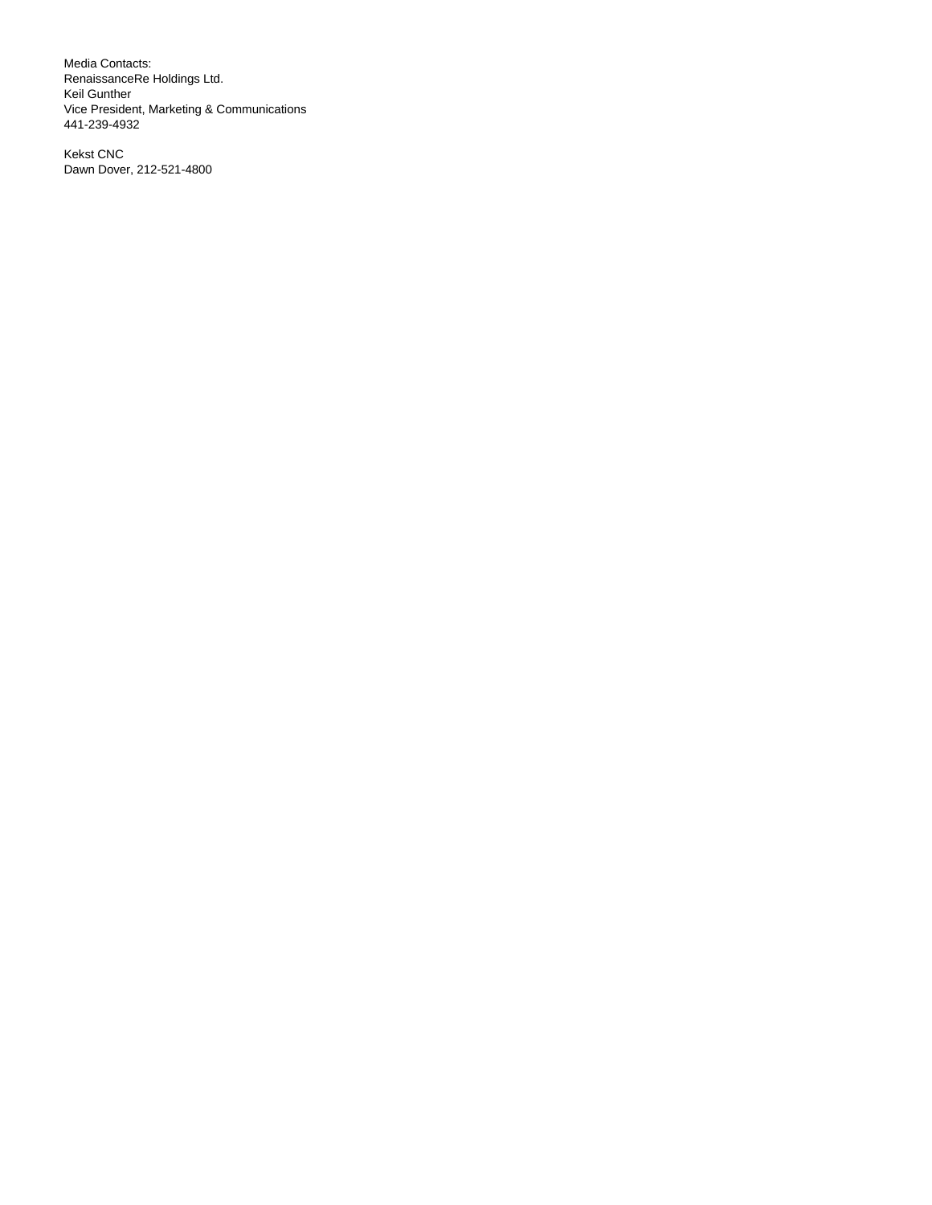Media Contacts:
RenaissanceRe Holdings Ltd.
Keil Gunther
Vice President, Marketing & Communications
441-239-4932

Kekst CNC
Dawn Dover, 212-521-4800